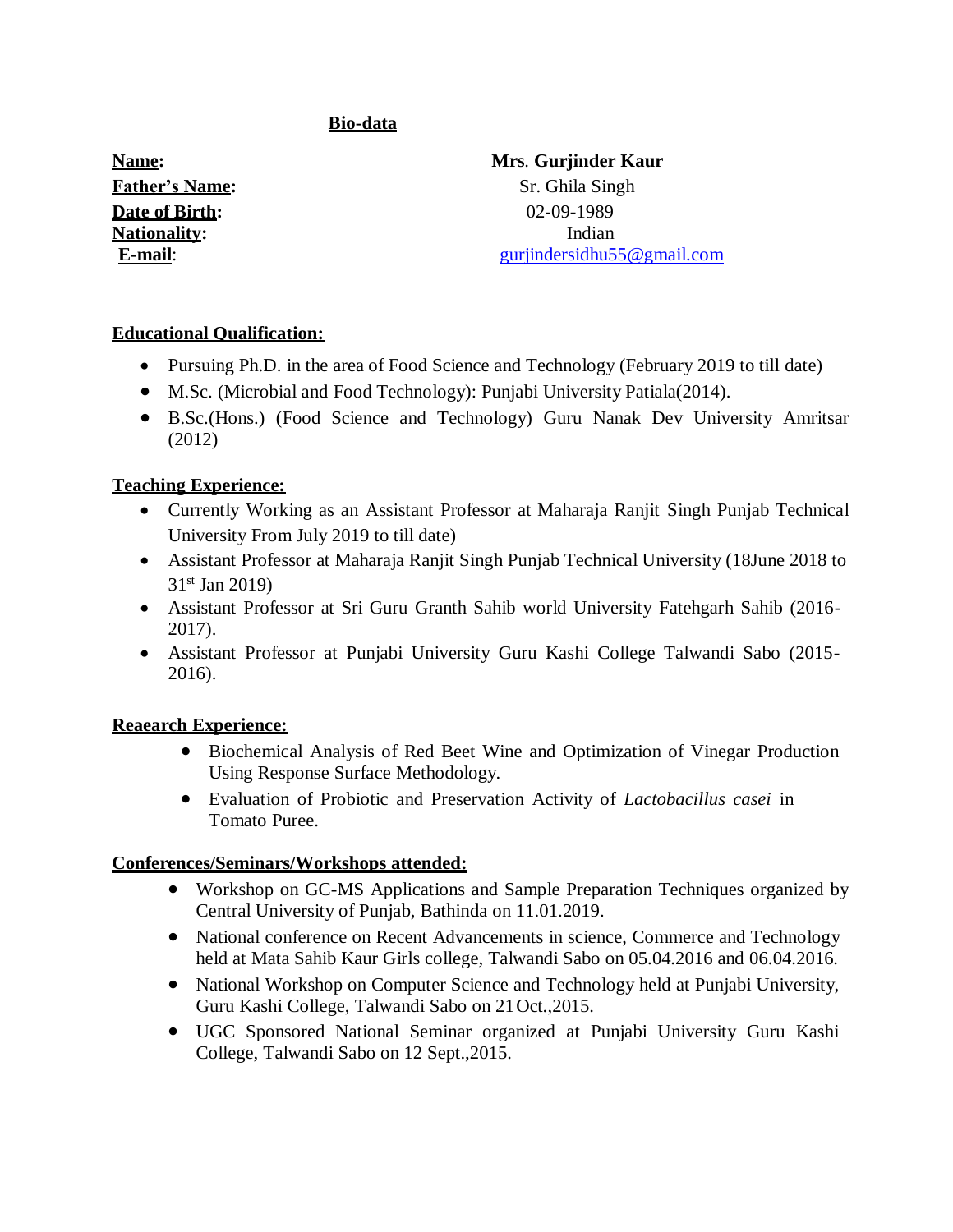# **Bio-data**

**Name:** **Mrs. Gurjinder Kaur**
**Father's Name:** Sr. Ghila Singh
**Date of Birth:** 02-09-1989
**Nationality:** Indian
**E-mail**: gurjindersidhu55@gmail.com

## **Educational Qualification:**

- Pursuing Ph.D. in the area of Food Science and Technology (February 2019 to till date)
- M.Sc. (Microbial and Food Technology): Punjabi University Patiala(2014).
- B.Sc.(Hons.) (Food Science and Technology) Guru Nanak Dev University Amritsar (2012)

## **Teaching Experience:**

- Currently Working as an Assistant Professor at Maharaja Ranjit Singh Punjab Technical University From July 2019 to till date)
- Assistant Professor at Maharaja Ranjit Singh Punjab Technical University (18June 2018 to 31st Jan 2019)
- Assistant Professor at Sri Guru Granth Sahib world University Fatehgarh Sahib (2016-2017).
- Assistant Professor at Punjabi University Guru Kashi College Talwandi Sabo (2015-2016).

## **Reaearch Experience:**

- Biochemical Analysis of Red Beet Wine and Optimization of Vinegar Production Using Response Surface Methodology.
- Evaluation of Probiotic and Preservation Activity of *Lactobacillus casei* in Tomato Puree.

## **Conferences/Seminars/Workshops attended:**

- Workshop on GC-MS Applications and Sample Preparation Techniques organized by Central University of Punjab, Bathinda on 11.01.2019.
- National conference on Recent Advancements in science, Commerce and Technology held at Mata Sahib Kaur Girls college, Talwandi Sabo on 05.04.2016 and 06.04.2016.
- National Workshop on Computer Science and Technology held at Punjabi University, Guru Kashi College, Talwandi Sabo on 21 Oct.,2015.
- UGC Sponsored National Seminar organized at Punjabi University Guru Kashi College, Talwandi Sabo on 12 Sept.,2015.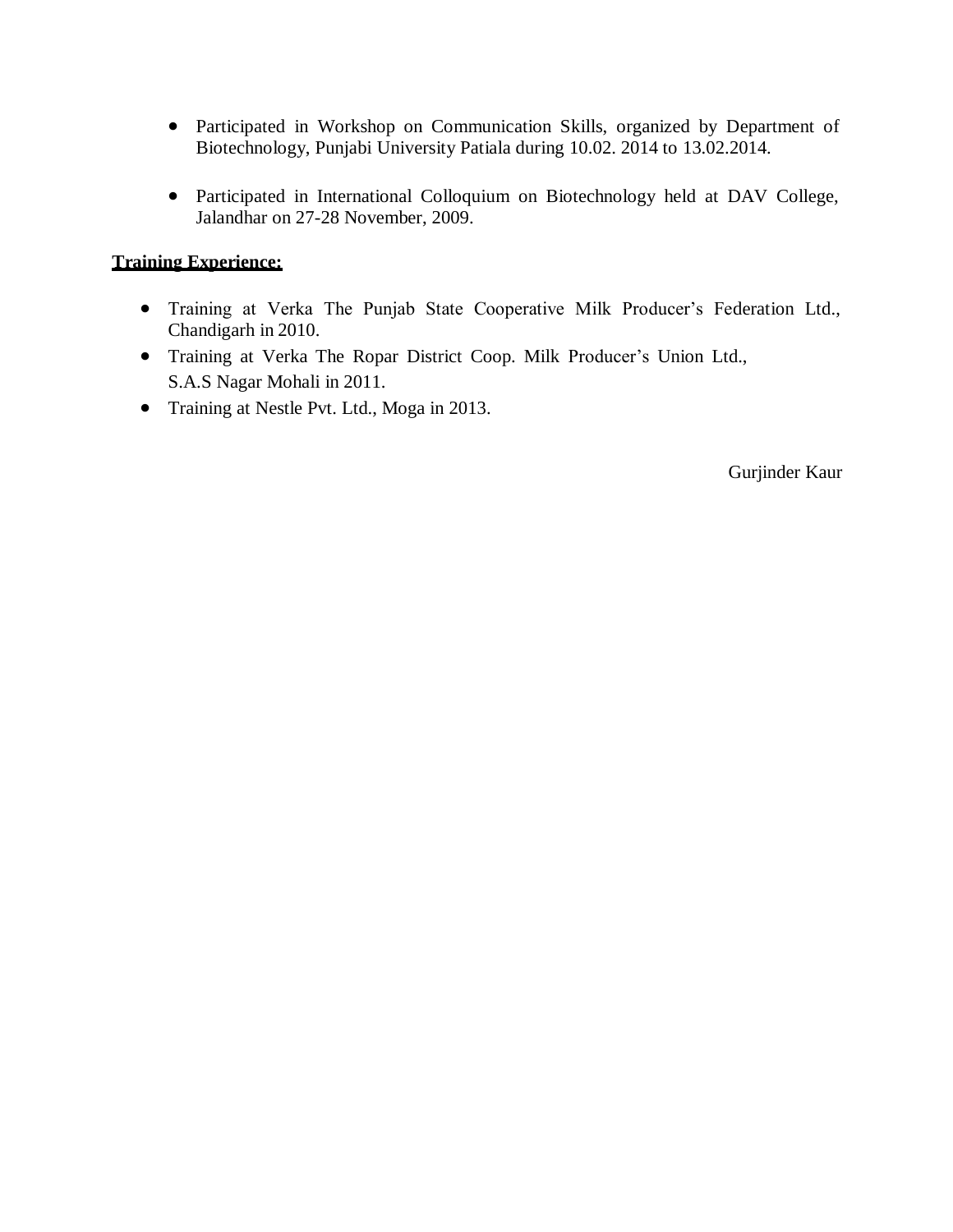- Participated in Workshop on Communication Skills, organized by Department of Biotechnology, Punjabi University Patiala during 10.02. 2014 to 13.02.2014.

- Participated in International Colloquium on Biotechnology held at DAV College, Jalandhar on 27-28 November, 2009.

**Training Experience:**

- Training at Verka The Punjab State Cooperative Milk Producer's Federation Ltd., Chandigarh in 2010.
- Training at Verka The Ropar District Coop. Milk Producer's Union Ltd., S.A.S Nagar Mohali in 2011.
- Training at Nestle Pvt. Ltd., Moga in 2013.

Gurjinder Kaur